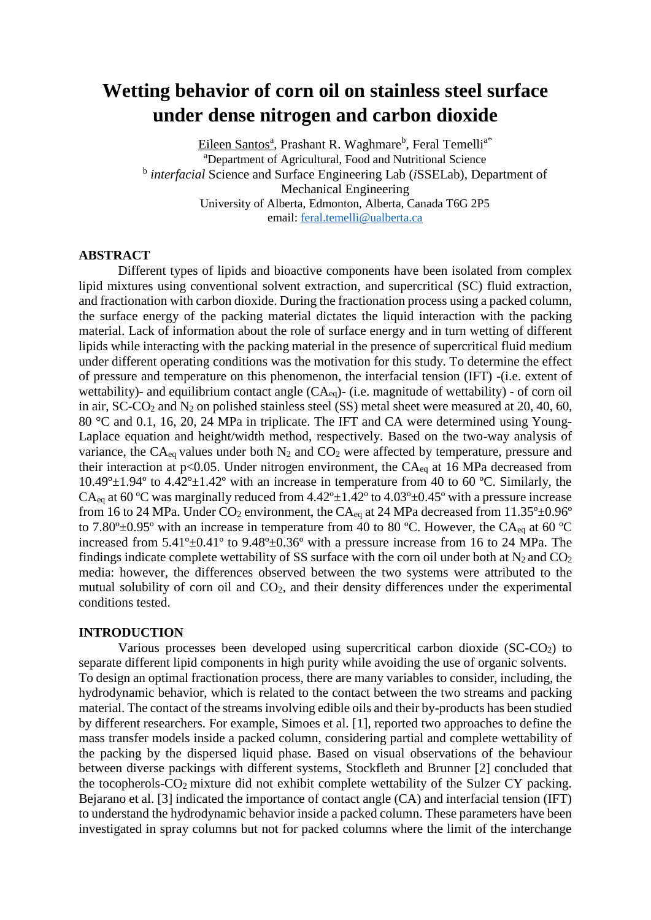# Wetting behavior of corn oil on stainless steel surface under dense nitrogen and carbon dioxide

Eileen Santos[a], Prashant R. Waghmare[b], Feral Temelli[a*]

[a]Department of Agricultural, Food and Nutritional Science

[b] *interfacial* Science and Surface Engineering Lab (*i*SSELab), Department of Mechanical Engineering

University of Alberta, Edmonton, Alberta, Canada T6G 2P5

email: feral.temelli@ualberta.ca

## ABSTRACT

Different types of lipids and bioactive components have been isolated from complex lipid mixtures using conventional solvent extraction, and supercritical (SC) fluid extraction, and fractionation with carbon dioxide. During the fractionation process using a packed column, the surface energy of the packing material dictates the liquid interaction with the packing material. Lack of information about the role of surface energy and in turn wetting of different lipids while interacting with the packing material in the presence of supercritical fluid medium under different operating conditions was the motivation for this study. To determine the effect of pressure and temperature on this phenomenon, the interfacial tension (IFT) -(i.e. extent of wettability)- and equilibrium contact angle ($CA_{eq}$)- (i.e. magnitude of wettability) - of corn oil in air, SC-$CO_2$ and $N_2$ on polished stainless steel (SS) metal sheet were measured at 20, 40, 60, 80 °C and 0.1, 16, 20, 24 MPa in triplicate. The IFT and CA were determined using Young-Laplace equation and height/width method, respectively. Based on the two-way analysis of variance, the $CA_{eq}$ values under both $N_2$ and $CO_2$ were affected by temperature, pressure and their interaction at $p<0.05$. Under nitrogen environment, the $CA_{eq}$ at 16 MPa decreased from 10.49º±1.94º to 4.42º±1.42º with an increase in temperature from 40 to 60 ºC. Similarly, the $CA_{eq}$ at 60 ºC was marginally reduced from 4.42º±1.42º to 4.03º±0.45º with a pressure increase from 16 to 24 MPa. Under $CO_2$ environment, the $CA_{eq}$ at 24 MPa decreased from 11.35º±0.96º to 7.80º±0.95º with an increase in temperature from 40 to 80 ºC. However, the $CA_{eq}$ at 60 ºC increased from 5.41º±0.41º to 9.48º±0.36º with a pressure increase from 16 to 24 MPa. The findings indicate complete wettability of SS surface with the corn oil under both at $N_2$ and $CO_2$ media: however, the differences observed between the two systems were attributed to the mutual solubility of corn oil and $CO_2$, and their density differences under the experimental conditions tested.

## INTRODUCTION

Various processes been developed using supercritical carbon dioxide (SC-$CO_2$) to separate different lipid components in high purity while avoiding the use of organic solvents. To design an optimal fractionation process, there are many variables to consider, including, the hydrodynamic behavior, which is related to the contact between the two streams and packing material. The contact of the streams involving edible oils and their by-products has been studied by different researchers. For example, Simoes et al. [1], reported two approaches to define the mass transfer models inside a packed column, considering partial and complete wettability of the packing by the dispersed liquid phase. Based on visual observations of the behaviour between diverse packings with different systems, Stockfleth and Brunner [2] concluded that the tocopherols-$CO_2$ mixture did not exhibit complete wettability of the Sulzer CY packing. Bejarano et al. [3] indicated the importance of contact angle (CA) and interfacial tension (IFT) to understand the hydrodynamic behavior inside a packed column. These parameters have been investigated in spray columns but not for packed columns where the limit of the interchange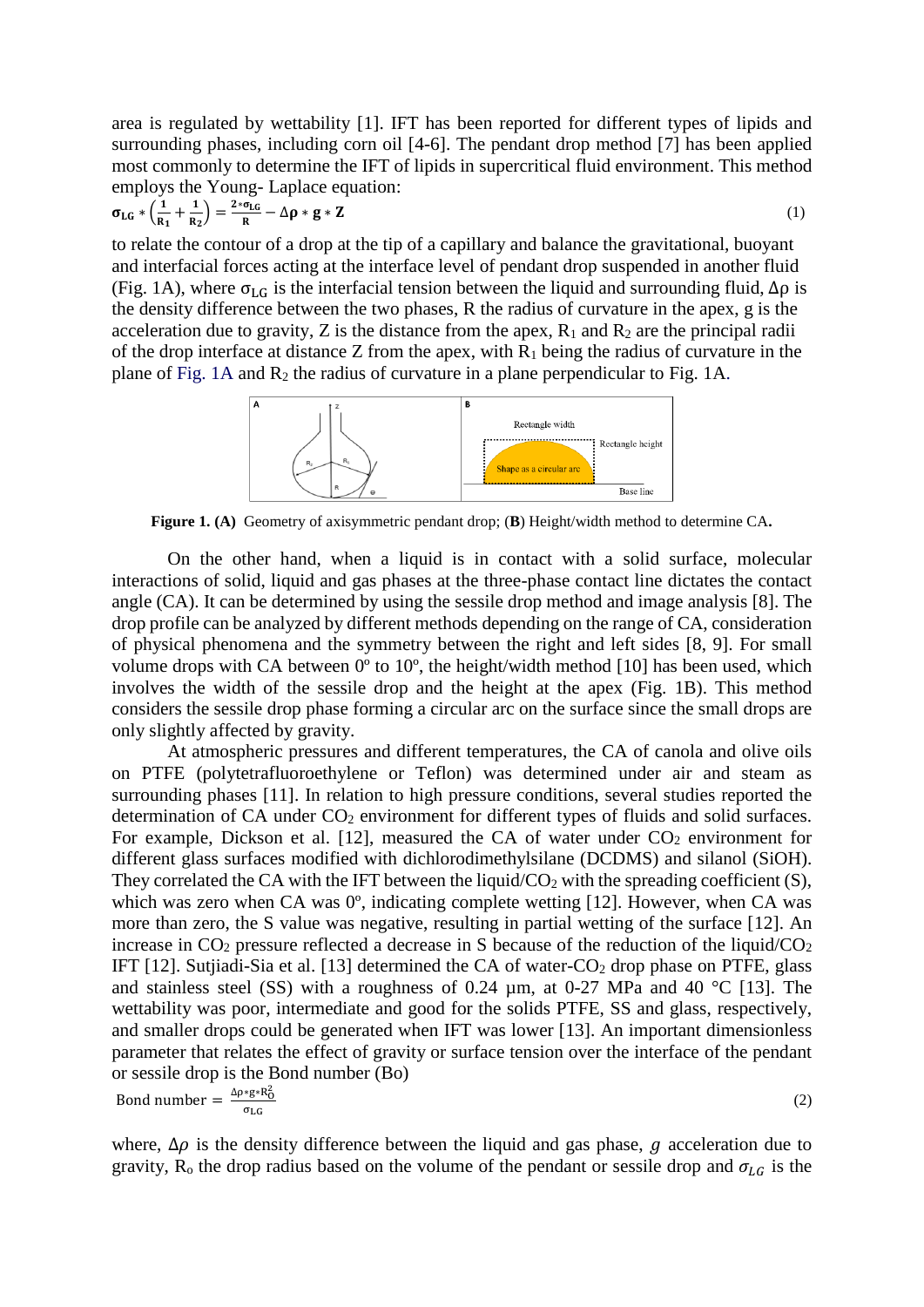area is regulated by wettability [1]. IFT has been reported for different types of lipids and surrounding phases, including corn oil [4-6]. The pendant drop method [7] has been applied most commonly to determine the IFT of lipids in supercritical fluid environment. This method employs the Young- Laplace equation:

$$\sigma_{LG} * \left(\frac{1}{R_1} + \frac{1}{R_2}\right) = \frac{2 * \sigma_{LG}}{R} - \Delta\rho * g * Z \quad (1)$$

to relate the contour of a drop at the tip of a capillary and balance the gravitational, buoyant and interfacial forces acting at the interface level of pendant drop suspended in another fluid (Fig. 1A), where $\sigma_{LG}$ is the interfacial tension between the liquid and surrounding fluid, $\Delta\rho$ is the density difference between the two phases, R the radius of curvature in the apex, g is the acceleration due to gravity, Z is the distance from the apex, $R_1$ and $R_2$ are the principal radii of the drop interface at distance Z from the apex, with $R_1$ being the radius of curvature in the plane of Fig. 1A and $R_2$ the radius of curvature in a plane perpendicular to Fig. 1A.

**Figure 1. (A)** Geometry of axisymmetric pendant drop; (**B**) Height/width method to determine CA**.**

On the other hand, when a liquid is in contact with a solid surface, molecular interactions of solid, liquid and gas phases at the three-phase contact line dictates the contact angle (CA). It can be determined by using the sessile drop method and image analysis [8]. The drop profile can be analyzed by different methods depending on the range of CA, consideration of physical phenomena and the symmetry between the right and left sides [8, 9]. For small volume drops with CA between 0º to 10º, the height/width method [10] has been used, which involves the width of the sessile drop and the height at the apex (Fig. 1B). This method considers the sessile drop phase forming a circular arc on the surface since the small drops are only slightly affected by gravity.

At atmospheric pressures and different temperatures, the CA of canola and olive oils on PTFE (polytetrafluoroethylene or Teflon) was determined under air and steam as surrounding phases [11]. In relation to high pressure conditions, several studies reported the determination of CA under $CO_2$ environment for different types of fluids and solid surfaces. For example, Dickson et al. [12], measured the CA of water under $CO_2$ environment for different glass surfaces modified with dichlorodimethylsilane (DCDMS) and silanol (SiOH). They correlated the CA with the IFT between the liquid/$CO_2$ with the spreading coefficient (S), which was zero when CA was 0º, indicating complete wetting [12]. However, when CA was more than zero, the S value was negative, resulting in partial wetting of the surface [12]. An increase in $CO_2$ pressure reflected a decrease in S because of the reduction of the liquid/$CO_2$ IFT [12]. Sutjiadi-Sia et al. [13] determined the CA of water-$CO_2$ drop phase on PTFE, glass and stainless steel (SS) with a roughness of 0.24 µm, at 0-27 MPa and 40 °C [13]. The wettability was poor, intermediate and good for the solids PTFE, SS and glass, respectively, and smaller drops could be generated when IFT was lower [13]. An important dimensionless parameter that relates the effect of gravity or surface tension over the interface of the pendant or sessile drop is the Bond number (Bo)

$$\text{Bond number} = \frac{\Delta\rho * g * R_O^2}{\sigma_{LG}} \quad (2)$$

where, $\Delta\rho$ is the density difference between the liquid and gas phase, $g$ acceleration due to gravity, $R_o$ the drop radius based on the volume of the pendant or sessile drop and $\sigma_{LG}$ is the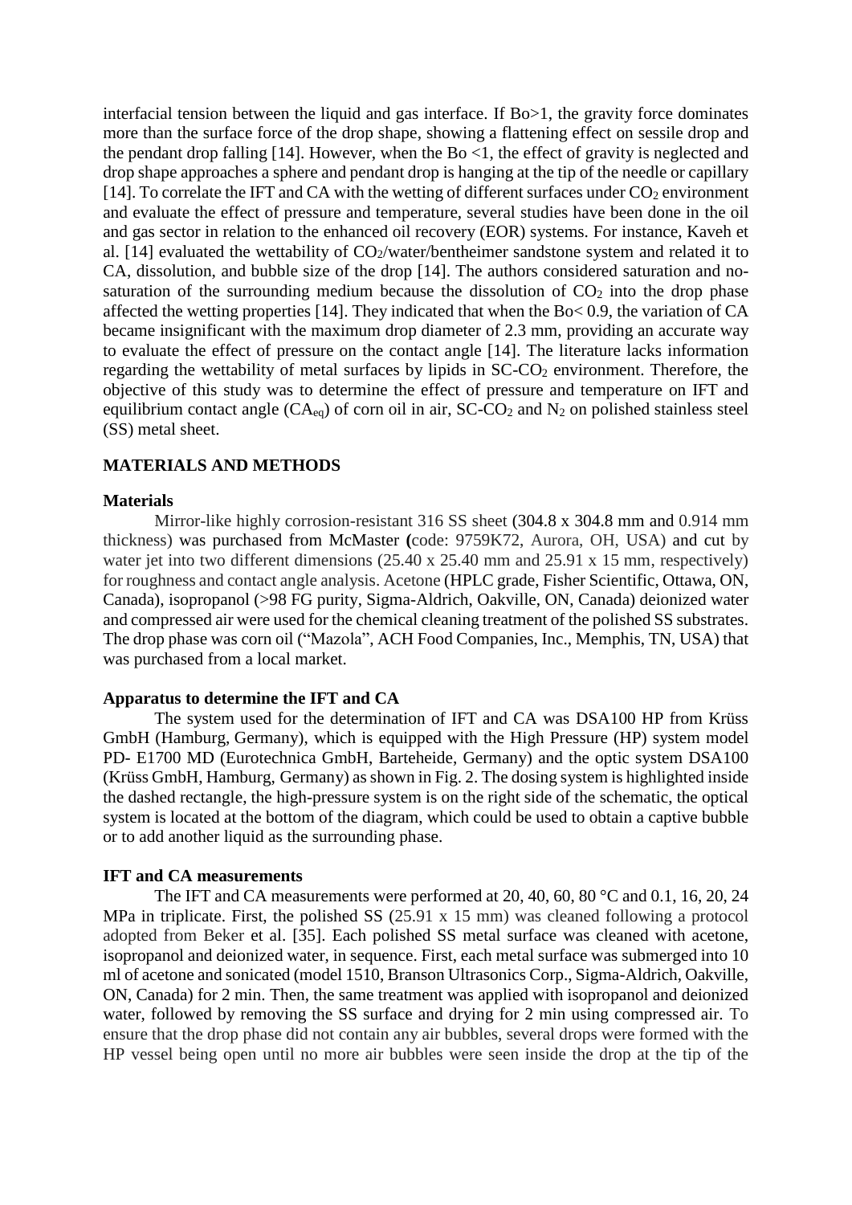interfacial tension between the liquid and gas interface. If Bo>1, the gravity force dominates more than the surface force of the drop shape, showing a flattening effect on sessile drop and the pendant drop falling [14]. However, when the Bo <1, the effect of gravity is neglected and drop shape approaches a sphere and pendant drop is hanging at the tip of the needle or capillary [14]. To correlate the IFT and CA with the wetting of different surfaces under $CO_2$ environment and evaluate the effect of pressure and temperature, several studies have been done in the oil and gas sector in relation to the enhanced oil recovery (EOR) systems. For instance, Kaveh et al. [14] evaluated the wettability of $CO_2$/water/bentheimer sandstone system and related it to CA, dissolution, and bubble size of the drop [14]. The authors considered saturation and no-saturation of the surrounding medium because the dissolution of $CO_2$ into the drop phase affected the wetting properties [14]. They indicated that when the Bo< 0.9, the variation of CA became insignificant with the maximum drop diameter of 2.3 mm, providing an accurate way to evaluate the effect of pressure on the contact angle [14]. The literature lacks information regarding the wettability of metal surfaces by lipids in SC-$CO_2$ environment. Therefore, the objective of this study was to determine the effect of pressure and temperature on IFT and equilibrium contact angle ($CA_{eq}$) of corn oil in air, SC-$CO_2$ and $N_2$ on polished stainless steel (SS) metal sheet.

## MATERIALS AND METHODS

### Materials

Mirror-like highly corrosion-resistant 316 SS sheet (304.8 x 304.8 mm and 0.914 mm thickness) was purchased from McMaster (code: 9759K72, Aurora, OH, USA) and cut by water jet into two different dimensions (25.40 x 25.40 mm and 25.91 x 15 mm, respectively) for roughness and contact angle analysis. Acetone (HPLC grade, Fisher Scientific, Ottawa, ON, Canada), isopropanol (>98 FG purity, Sigma-Aldrich, Oakville, ON, Canada) deionized water and compressed air were used for the chemical cleaning treatment of the polished SS substrates. The drop phase was corn oil ("Mazola", ACH Food Companies, Inc., Memphis, TN, USA) that was purchased from a local market.

### Apparatus to determine the IFT and CA

The system used for the determination of IFT and CA was DSA100 HP from Krüss GmbH (Hamburg, Germany), which is equipped with the High Pressure (HP) system model PD- E1700 MD (Eurotechnica GmbH, Barteheide, Germany) and the optic system DSA100 (Krüss GmbH, Hamburg, Germany) as shown in Fig. 2. The dosing system is highlighted inside the dashed rectangle, the high-pressure system is on the right side of the schematic, the optical system is located at the bottom of the diagram, which could be used to obtain a captive bubble or to add another liquid as the surrounding phase.

### IFT and CA measurements

The IFT and CA measurements were performed at 20, 40, 60, 80 °C and 0.1, 16, 20, 24 MPa in triplicate. First, the polished SS (25.91 x 15 mm) was cleaned following a protocol adopted from Beker et al. [35]. Each polished SS metal surface was cleaned with acetone, isopropanol and deionized water, in sequence. First, each metal surface was submerged into 10 ml of acetone and sonicated (model 1510, Branson Ultrasonics Corp., Sigma-Aldrich, Oakville, ON, Canada) for 2 min. Then, the same treatment was applied with isopropanol and deionized water, followed by removing the SS surface and drying for 2 min using compressed air. To ensure that the drop phase did not contain any air bubbles, several drops were formed with the HP vessel being open until no more air bubbles were seen inside the drop at the tip of the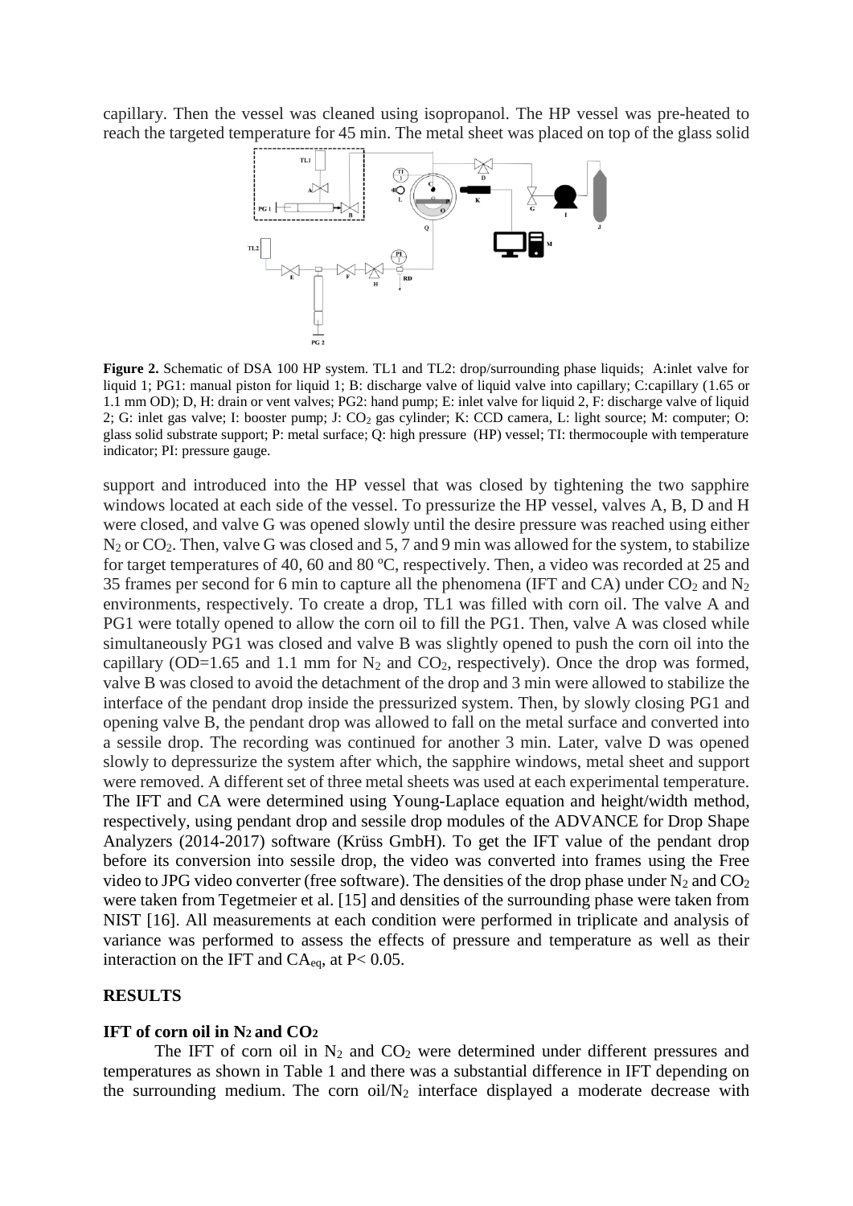capillary. Then the vessel was cleaned using isopropanol. The HP vessel was pre-heated to reach the targeted temperature for 45 min. The metal sheet was placed on top of the glass solid

**Figure 2.** Schematic of DSA 100 HP system. TL1 and TL2: drop/surrounding phase liquids; A:inlet valve for liquid 1; PG1: manual piston for liquid 1; B: discharge valve of liquid valve into capillary; C:capillary (1.65 or 1.1 mm OD); D, H: drain or vent valves; PG2: hand pump; E: inlet valve for liquid 2, F: discharge valve of liquid 2; G: inlet gas valve; I: booster pump; J: $CO_2$ gas cylinder; K: CCD camera, L: light source; M: computer; O: glass solid substrate support; P: metal surface; Q: high pressure (HP) vessel; TI: thermocouple with temperature indicator; PI: pressure gauge.

support and introduced into the HP vessel that was closed by tightening the two sapphire windows located at each side of the vessel. To pressurize the HP vessel, valves A, B, D and H were closed, and valve G was opened slowly until the desire pressure was reached using either $N_2$ or $CO_2$. Then, valve G was closed and 5, 7 and 9 min was allowed for the system, to stabilize for target temperatures of 40, 60 and 80 ºC, respectively. Then, a video was recorded at 25 and 35 frames per second for 6 min to capture all the phenomena (IFT and CA) under $CO_2$ and $N_2$ environments, respectively. To create a drop, TL1 was filled with corn oil. The valve A and PG1 were totally opened to allow the corn oil to fill the PG1. Then, valve A was closed while simultaneously PG1 was closed and valve B was slightly opened to push the corn oil into the capillary (OD=1.65 and 1.1 mm for $N_2$ and $CO_2$, respectively). Once the drop was formed, valve B was closed to avoid the detachment of the drop and 3 min were allowed to stabilize the interface of the pendant drop inside the pressurized system. Then, by slowly closing PG1 and opening valve B, the pendant drop was allowed to fall on the metal surface and converted into a sessile drop. The recording was continued for another 3 min. Later, valve D was opened slowly to depressurize the system after which, the sapphire windows, metal sheet and support were removed. A different set of three metal sheets was used at each experimental temperature. The IFT and CA were determined using Young-Laplace equation and height/width method, respectively, using pendant drop and sessile drop modules of the ADVANCE for Drop Shape Analyzers (2014-2017) software (Krüss GmbH). To get the IFT value of the pendant drop before its conversion into sessile drop, the video was converted into frames using the Free video to JPG video converter (free software). The densities of the drop phase under $N_2$ and $CO_2$ were taken from Tegetmeier et al. [15] and densities of the surrounding phase were taken from NIST [16]. All measurements at each condition were performed in triplicate and analysis of variance was performed to assess the effects of pressure and temperature as well as their interaction on the IFT and $CA_{eq}$, at $P< 0.05$.

## RESULTS

### IFT of corn oil in $N_2$ and $CO_2$

The IFT of corn oil in $N_2$ and $CO_2$ were determined under different pressures and temperatures as shown in Table 1 and there was a substantial difference in IFT depending on the surrounding medium. The corn oil/$N_2$ interface displayed a moderate decrease with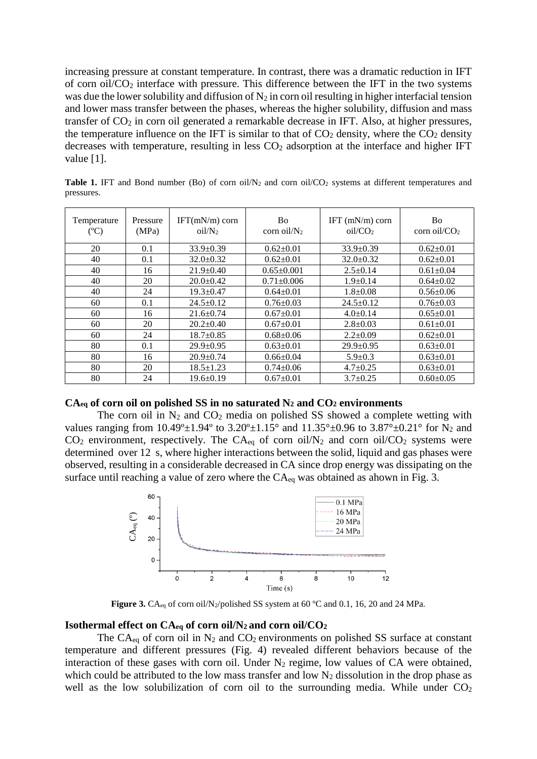increasing pressure at constant temperature. In contrast, there was a dramatic reduction in IFT of corn oil/$CO_2$ interface with pressure. This difference between the IFT in the two systems was due the lower solubility and diffusion of $N_2$ in corn oil resulting in higher interfacial tension and lower mass transfer between the phases, whereas the higher solubility, diffusion and mass transfer of $CO_2$ in corn oil generated a remarkable decrease in IFT. Also, at higher pressures, the temperature influence on the IFT is similar to that of $CO_2$ density, where the $CO_2$ density decreases with temperature, resulting in less $CO_2$ adsorption at the interface and higher IFT value [1].

**Table 1.** IFT and Bond number (Bo) of corn oil/$N_2$ and corn oil/$CO_2$ systems at different temperatures and pressures.

| Temperature (ºC) | Pressure (MPa) | IFT(mN/m) corn oil/$N_2$ | Bo corn oil/$N_2$ | IFT (mN/m) corn oil/$CO_2$ | Bo corn oil/$CO_2$ |
|---|---|---|---|---|---|
| 20 | 0.1 | 33.9±0.39 | 0.62±0.01 | 33.9±0.39 | 0.62±0.01 |
| 40 | 0.1 | 32.0±0.32 | 0.62±0.01 | 32.0±0.32 | 0.62±0.01 |
| 40 | 16 | 21.9±0.40 | 0.65±0.001 | 2.5±0.14 | 0.61±0.04 |
| 40 | 20 | 20.0±0.42 | 0.71±0.006 | 1.9±0.14 | 0.64±0.02 |
| 40 | 24 | 19.3±0.47 | 0.64±0.01 | 1.8±0.08 | 0.56±0.06 |
| 60 | 0.1 | 24.5±0.12 | 0.76±0.03 | 24.5±0.12 | 0.76±0.03 |
| 60 | 16 | 21.6±0.74 | 0.67±0.01 | 4.0±0.14 | 0.65±0.01 |
| 60 | 20 | 20.2±0.40 | 0.67±0.01 | 2.8±0.03 | 0.61±0.01 |
| 60 | 24 | 18.7±0.85 | 0.68±0.06 | 2.2±0.09 | 0.62±0.01 |
| 80 | 0.1 | 29.9±0.95 | 0.63±0.01 | 29.9±0.95 | 0.63±0.01 |
| 80 | 16 | 20.9±0.74 | 0.66±0.04 | 5.9±0.3 | 0.63±0.01 |
| 80 | 20 | 18.5±1.23 | 0.74±0.06 | 4.7±0.25 | 0.63±0.01 |
| 80 | 24 | 19.6±0.19 | 0.67±0.01 | 3.7±0.25 | 0.60±0.05 |

### $CA_{eq}$ of corn oil on polished SS in no saturated $N_2$ and $CO_2$ environments

The corn oil in $N_2$ and $CO_2$ media on polished SS showed a complete wetting with values ranging from 10.49º±1.94º to 3.20º±1.15° and 11.35°±0.96 to 3.87°±0.21° for $N_2$ and $CO_2$ environment, respectively. The $CA_{eq}$ of corn oil/$N_2$ and corn oil/$CO_2$ systems were determined over 12 s, where higher interactions between the solid, liquid and gas phases were observed, resulting in a considerable decreased in CA since drop energy was dissipating on the surface until reaching a value of zero where the $CA_{eq}$ was obtained as ahown in Fig. 3.

**Figure 3.** $CA_{eq}$ of corn oil/$N_2$/polished SS system at 60 ºC and 0.1, 16, 20 and 24 MPa.

### Isothermal effect on $CA_{eq}$ of corn oil/$N_2$ and corn oil/$CO_2$

The $CA_{eq}$ of corn oil in $N_2$ and $CO_2$ environments on polished SS surface at constant temperature and different pressures (Fig. 4) revealed different behaviors because of the interaction of these gases with corn oil. Under $N_2$ regime, low values of CA were obtained, which could be attributed to the low mass transfer and low $N_2$ dissolution in the drop phase as well as the low solubilization of corn oil to the surrounding media. While under $CO_2$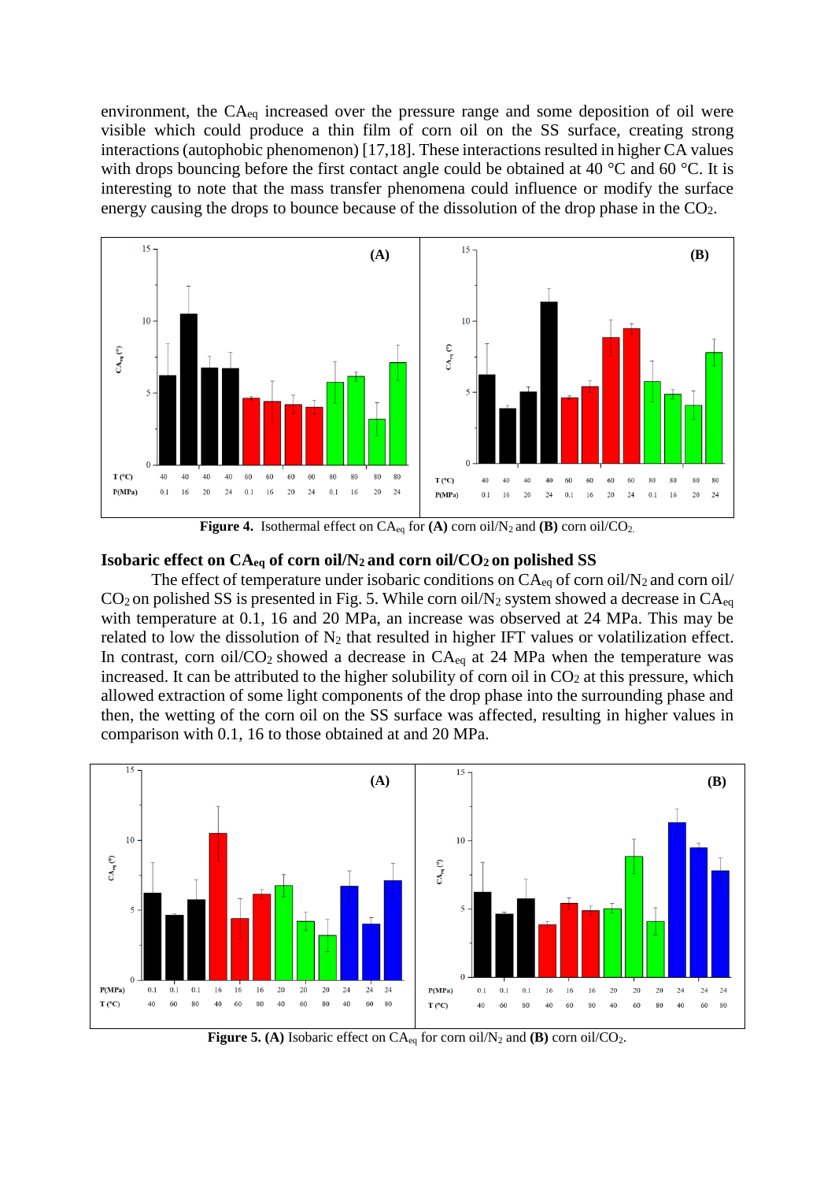environment, the $CA_{eq}$ increased over the pressure range and some deposition of oil were visible which could produce a thin film of corn oil on the SS surface, creating strong interactions (autophobic phenomenon) [17,18]. These interactions resulted in higher CA values with drops bouncing before the first contact angle could be obtained at 40 °C and 60 °C. It is interesting to note that the mass transfer phenomena could influence or modify the surface energy causing the drops to bounce because of the dissolution of the drop phase in the $CO_2$.

**Figure 4.** Isothermal effect on $CA_{eq}$ for **(A)** corn oil/$N_2$ and **(B)** corn oil/$CO_2$.

## Isobaric effect on $CA_{eq}$ of corn oil/$N_2$ and corn oil/$CO_2$ on polished SS

The effect of temperature under isobaric conditions on $CA_{eq}$ of corn oil/$N_2$ and corn oil/$CO_2$ on polished SS is presented in Fig. 5. While corn oil/$N_2$ system showed a decrease in $CA_{eq}$ with temperature at 0.1, 16 and 20 MPa, an increase was observed at 24 MPa. This may be related to low the dissolution of $N_2$ that resulted in higher IFT values or volatilization effect. In contrast, corn oil/$CO_2$ showed a decrease in $CA_{eq}$ at 24 MPa when the temperature was increased. It can be attributed to the higher solubility of corn oil in $CO_2$ at this pressure, which allowed extraction of some light components of the drop phase into the surrounding phase and then, the wetting of the corn oil on the SS surface was affected, resulting in higher values in comparison with 0.1, 16 to those obtained at and 20 MPa.

**Figure 5. (A)** Isobaric effect on $CA_{eq}$ for corn oil/$N_2$ and **(B)** corn oil/$CO_2$.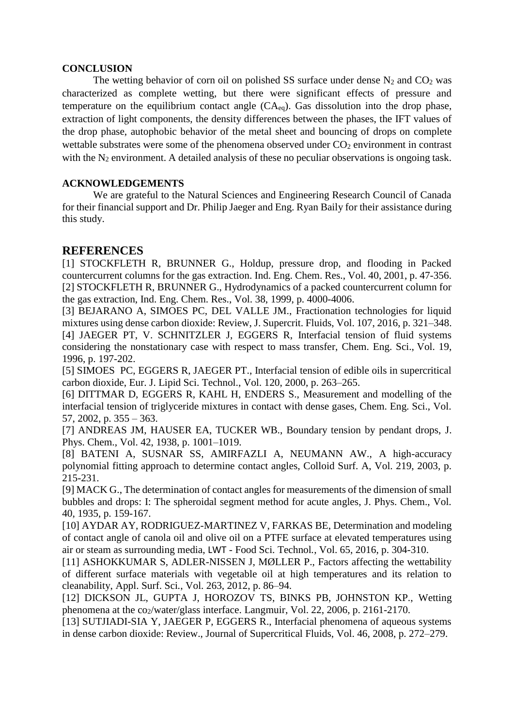## CONCLUSION

The wetting behavior of corn oil on polished SS surface under dense $N_2$ and $CO_2$ was characterized as complete wetting, but there were significant effects of pressure and temperature on the equilibrium contact angle ($CA_{eq}$). Gas dissolution into the drop phase, extraction of light components, the density differences between the phases, the IFT values of the drop phase, autophobic behavior of the metal sheet and bouncing of drops on complete wettable substrates were some of the phenomena observed under $CO_2$ environment in contrast with the $N_2$ environment. A detailed analysis of these no peculiar observations is ongoing task.

## ACKNOWLEDGEMENTS

We are grateful to the Natural Sciences and Engineering Research Council of Canada for their financial support and Dr. Philip Jaeger and Eng. Ryan Baily for their assistance during this study.

# REFERENCES

[1] STOCKFLETH R, BRUNNER G., Holdup, pressure drop, and flooding in Packed countercurrent columns for the gas extraction. Ind. Eng. Chem. Res., Vol. 40, 2001, p. 47-356.

[2] STOCKFLETH R, BRUNNER G., Hydrodynamics of a packed countercurrent column for the gas extraction, Ind. Eng. Chem. Res., Vol. 38, 1999, p. 4000-4006.

[3] BEJARANO A, SIMOES PC, DEL VALLE JM., Fractionation technologies for liquid mixtures using dense carbon dioxide: Review, J. Supercrit. Fluids, Vol. 107, 2016, p. 321–348.

[4] JAEGER PT, V. SCHNITZLER J, EGGERS R, Interfacial tension of fluid systems considering the nonstationary case with respect to mass transfer, Chem. Eng. Sci., Vol. 19, 1996, p. 197-202.

[5] SIMOES PC, EGGERS R, JAEGER PT., Interfacial tension of edible oils in supercritical carbon dioxide, Eur. J. Lipid Sci. Technol., Vol. 120, 2000, p. 263–265.

[6] DITTMAR D, EGGERS R, KAHL H, ENDERS S., Measurement and modelling of the interfacial tension of triglyceride mixtures in contact with dense gases, Chem. Eng. Sci., Vol. 57, 2002, p. 355 – 363.

[7] ANDREAS JM, HAUSER EA, TUCKER WB., Boundary tension by pendant drops, J. Phys. Chem., Vol. 42, 1938, p. 1001–1019.

[8] BATENI A, SUSNAR SS, AMIRFAZLI A, NEUMANN AW., A high-accuracy polynomial fitting approach to determine contact angles, Colloid Surf. A, Vol. 219, 2003, p. 215-231.

[9] MACK G., The determination of contact angles for measurements of the dimension of small bubbles and drops: I: The spheroidal segment method for acute angles, J. Phys. Chem., Vol. 40, 1935, p. 159-167.

[10] AYDAR AY, RODRIGUEZ-MARTINEZ V, FARKAS BE, Determination and modeling of contact angle of canola oil and olive oil on a PTFE surface at elevated temperatures using air or steam as surrounding media, LWT - Food Sci. Technol., Vol. 65, 2016, p. 304-310.

[11] ASHOKKUMAR S, ADLER-NISSEN J, MØLLER P., Factors affecting the wettability of different surface materials with vegetable oil at high temperatures and its relation to cleanability, Appl. Surf. Sci., Vol. 263, 2012, p. 86–94.

[12] DICKSON JL, GUPTA J, HOROZOV TS, BINKS PB, JOHNSTON KP., Wetting phenomena at the $co_2$/water/glass interface. Langmuir, Vol. 22, 2006, p. 2161-2170.

[13] SUTJIADI-SIA Y, JAEGER P, EGGERS R., Interfacial phenomena of aqueous systems in dense carbon dioxide: Review., Journal of Supercritical Fluids, Vol. 46, 2008, p. 272–279.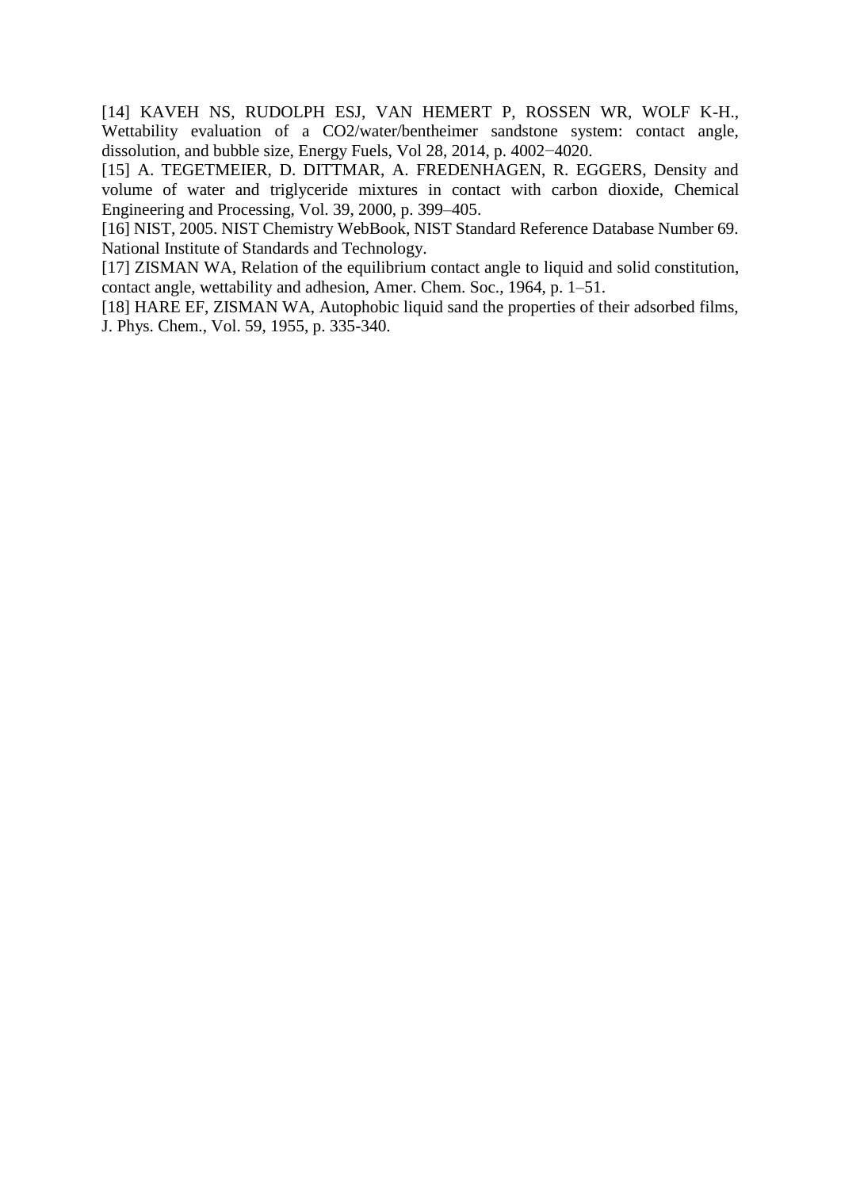[14] KAVEH NS, RUDOLPH ESJ, VAN HEMERT P, ROSSEN WR, WOLF K-H., Wettability evaluation of a $CO_2$/water/bentheimer sandstone system: contact angle, dissolution, and bubble size, Energy Fuels, Vol 28, 2014, p. 4002−4020.

[15] A. TEGETMEIER, D. DITTMAR, A. FREDENHAGEN, R. EGGERS, Density and volume of water and triglyceride mixtures in contact with carbon dioxide, Chemical Engineering and Processing, Vol. 39, 2000, p. 399–405.

[16] NIST, 2005. NIST Chemistry WebBook, NIST Standard Reference Database Number 69. National Institute of Standards and Technology.

[17] ZISMAN WA, Relation of the equilibrium contact angle to liquid and solid constitution, contact angle, wettability and adhesion, Amer. Chem. Soc., 1964, p. 1–51.

[18] HARE EF, ZISMAN WA, Autophobic liquid sand the properties of their adsorbed films, J. Phys. Chem., Vol. 59, 1955, p. 335-340.